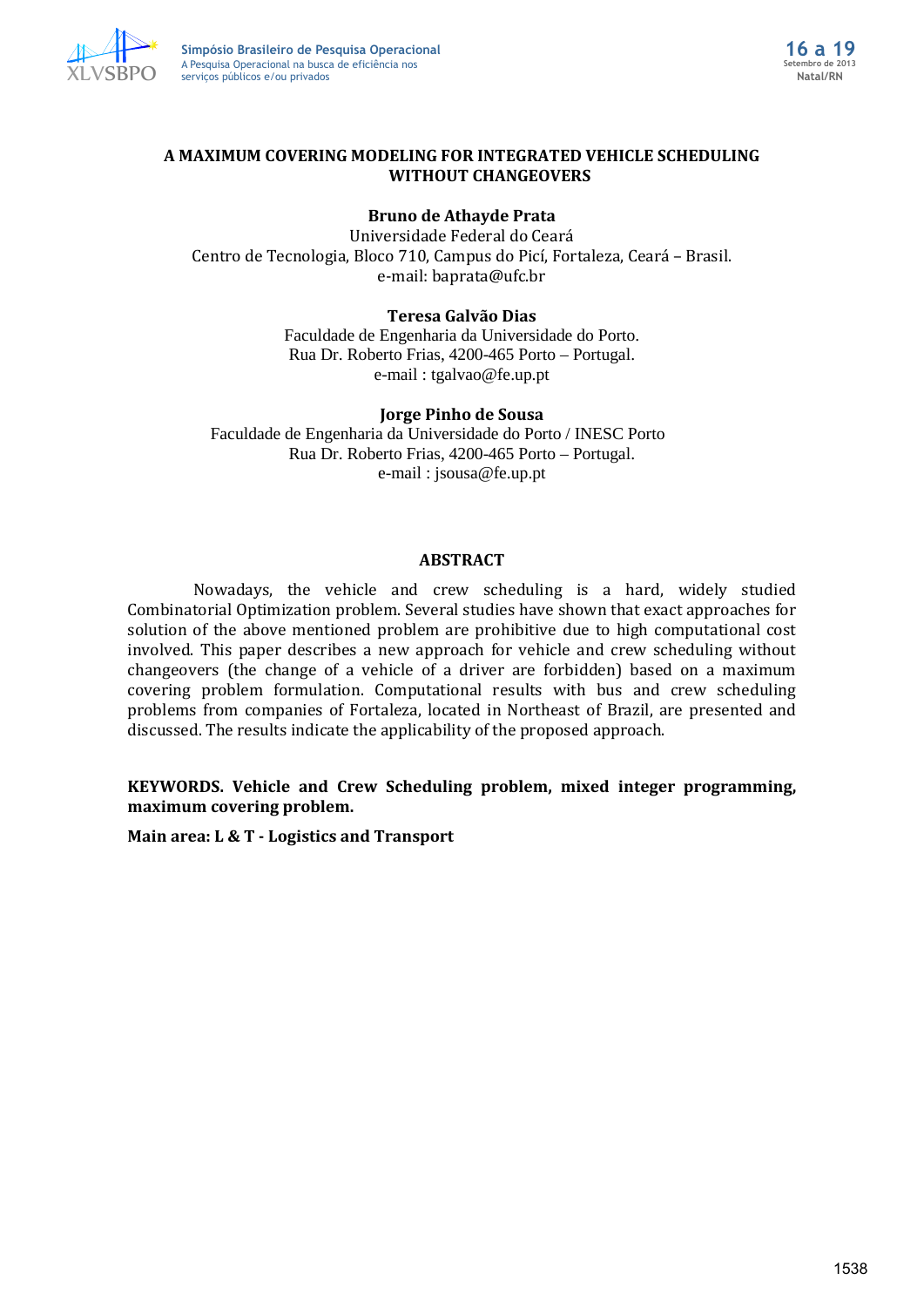# A MAXIMUM COVERING MODELING FOR INTEGRATED VEHICLE SCHEDULING WITHOUT CHANGEOVERS

**Bruno de Athayde Prata**
Universidade Federal do Ceará
Centro de Tecnologia, Bloco 710, Campus do Picí, Fortaleza, Ceará – Brasil.
e-mail: baprata@ufc.br

**Teresa Galvão Dias**
Faculdade de Engenharia da Universidade do Porto.
Rua Dr. Roberto Frias, 4200-465 Porto – Portugal.
e-mail : tgalvao@fe.up.pt

**Jorge Pinho de Sousa**
Faculdade de Engenharia da Universidade do Porto / INESC Porto
Rua Dr. Roberto Frias, 4200-465 Porto – Portugal.
e-mail : jsousa@fe.up.pt

## ABSTRACT

Nowadays, the vehicle and crew scheduling is a hard, widely studied Combinatorial Optimization problem. Several studies have shown that exact approaches for solution of the above mentioned problem are prohibitive due to high computational cost involved. This paper describes a new approach for vehicle and crew scheduling without changeovers (the change of a vehicle of a driver are forbidden) based on a maximum covering problem formulation. Computational results with bus and crew scheduling problems from companies of Fortaleza, located in Northeast of Brazil, are presented and discussed. The results indicate the applicability of the proposed approach.

**KEYWORDS. Vehicle and Crew Scheduling problem, mixed integer programming, maximum covering problem.**

**Main area: L & T - Logistics and Transport**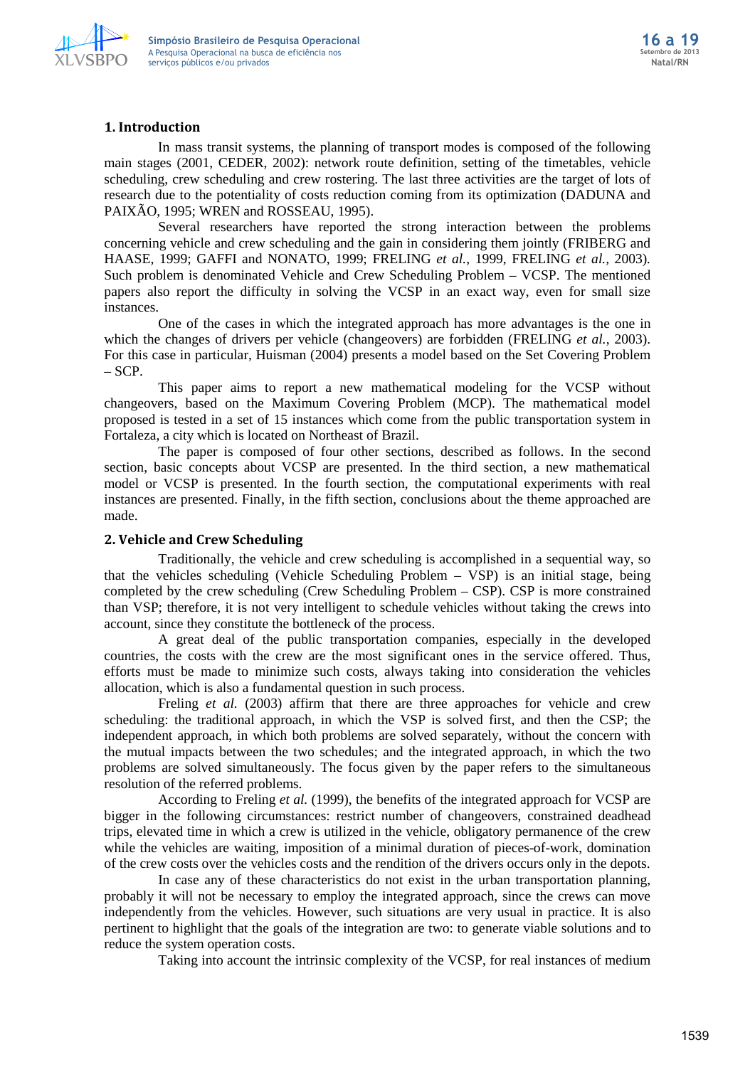## 1. Introduction

In mass transit systems, the planning of transport modes is composed of the following main stages (2001, CEDER, 2002): network route definition, setting of the timetables, vehicle scheduling, crew scheduling and crew rostering. The last three activities are the target of lots of research due to the potentiality of costs reduction coming from its optimization (DADUNA and PAIXÃO, 1995; WREN and ROSSEAU, 1995).

Several researchers have reported the strong interaction between the problems concerning vehicle and crew scheduling and the gain in considering them jointly (FRIBERG and HAASE, 1999; GAFFI and NONATO, 1999; FRELING *et al.*, 1999, FRELING *et al.*, 2003). Such problem is denominated Vehicle and Crew Scheduling Problem – VCSP. The mentioned papers also report the difficulty in solving the VCSP in an exact way, even for small size instances.

One of the cases in which the integrated approach has more advantages is the one in which the changes of drivers per vehicle (changeovers) are forbidden (FRELING *et al.*, 2003). For this case in particular, Huisman (2004) presents a model based on the Set Covering Problem – SCP.

This paper aims to report a new mathematical modeling for the VCSP without changeovers, based on the Maximum Covering Problem (MCP). The mathematical model proposed is tested in a set of 15 instances which come from the public transportation system in Fortaleza, a city which is located on Northeast of Brazil.

The paper is composed of four other sections, described as follows. In the second section, basic concepts about VCSP are presented. In the third section, a new mathematical model or VCSP is presented. In the fourth section, the computational experiments with real instances are presented. Finally, in the fifth section, conclusions about the theme approached are made.

## 2. Vehicle and Crew Scheduling

Traditionally, the vehicle and crew scheduling is accomplished in a sequential way, so that the vehicles scheduling (Vehicle Scheduling Problem – VSP) is an initial stage, being completed by the crew scheduling (Crew Scheduling Problem – CSP). CSP is more constrained than VSP; therefore, it is not very intelligent to schedule vehicles without taking the crews into account, since they constitute the bottleneck of the process.

A great deal of the public transportation companies, especially in the developed countries, the costs with the crew are the most significant ones in the service offered. Thus, efforts must be made to minimize such costs, always taking into consideration the vehicles allocation, which is also a fundamental question in such process.

Freling *et al.* (2003) affirm that there are three approaches for vehicle and crew scheduling: the traditional approach, in which the VSP is solved first, and then the CSP; the independent approach, in which both problems are solved separately, without the concern with the mutual impacts between the two schedules; and the integrated approach, in which the two problems are solved simultaneously. The focus given by the paper refers to the simultaneous resolution of the referred problems.

According to Freling *et al.* (1999), the benefits of the integrated approach for VCSP are bigger in the following circumstances: restrict number of changeovers, constrained deadhead trips, elevated time in which a crew is utilized in the vehicle, obligatory permanence of the crew while the vehicles are waiting, imposition of a minimal duration of pieces-of-work, domination of the crew costs over the vehicles costs and the rendition of the drivers occurs only in the depots.

In case any of these characteristics do not exist in the urban transportation planning, probably it will not be necessary to employ the integrated approach, since the crews can move independently from the vehicles. However, such situations are very usual in practice. It is also pertinent to highlight that the goals of the integration are two: to generate viable solutions and to reduce the system operation costs.

Taking into account the intrinsic complexity of the VCSP, for real instances of medium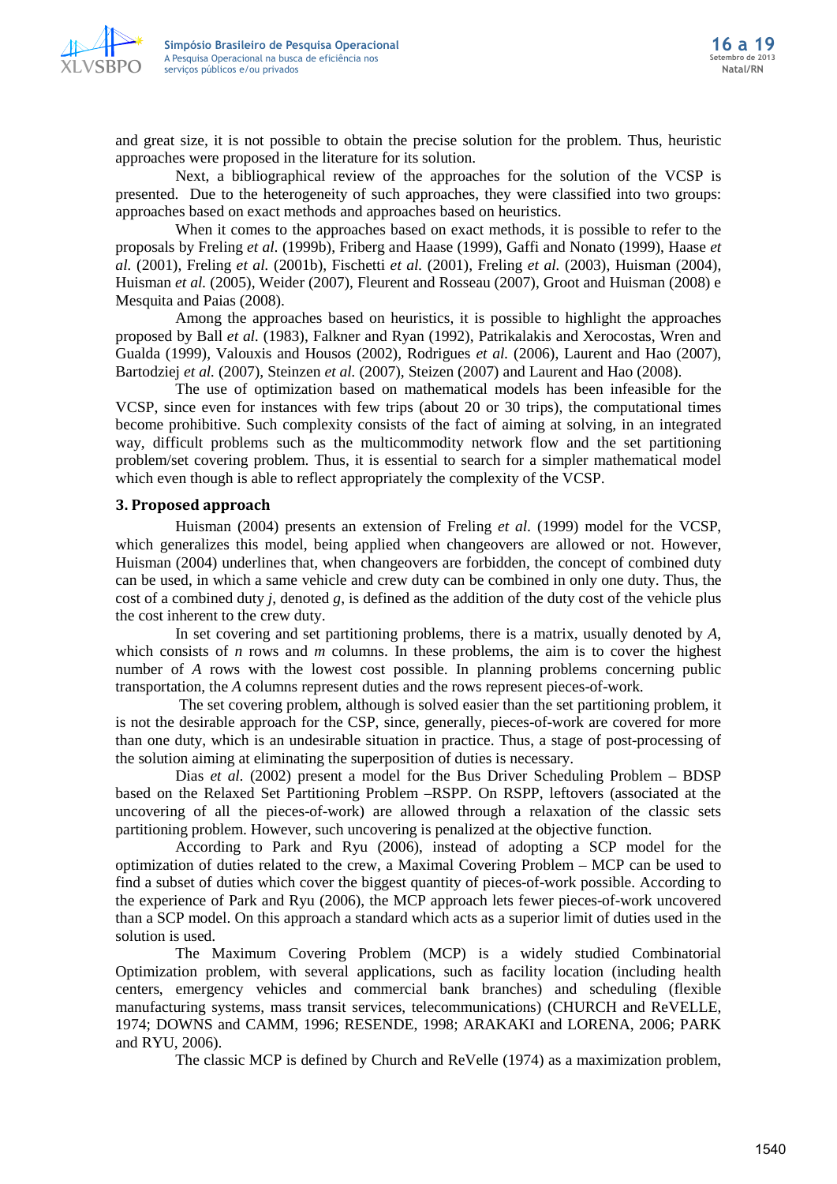and great size, it is not possible to obtain the precise solution for the problem. Thus, heuristic approaches were proposed in the literature for its solution.

Next, a bibliographical review of the approaches for the solution of the VCSP is presented. Due to the heterogeneity of such approaches, they were classified into two groups: approaches based on exact methods and approaches based on heuristics.

When it comes to the approaches based on exact methods, it is possible to refer to the proposals by Freling *et al.* (1999b), Friberg and Haase (1999), Gaffi and Nonato (1999), Haase *et al.* (2001), Freling *et al.* (2001b), Fischetti *et al.* (2001), Freling *et al.* (2003), Huisman (2004), Huisman *et al.* (2005), Weider (2007), Fleurent and Rosseau (2007), Groot and Huisman (2008) e Mesquita and Paias (2008).

Among the approaches based on heuristics, it is possible to highlight the approaches proposed by Ball *et al.* (1983), Falkner and Ryan (1992), Patrikalakis and Xerocostas, Wren and Gualda (1999), Valouxis and Housos (2002), Rodrigues *et al.* (2006), Laurent and Hao (2007), Bartodziej *et al.* (2007), Steinzen *et al.* (2007), Steizen (2007) and Laurent and Hao (2008).

The use of optimization based on mathematical models has been infeasible for the VCSP, since even for instances with few trips (about 20 or 30 trips), the computational times become prohibitive. Such complexity consists of the fact of aiming at solving, in an integrated way, difficult problems such as the multicommodity network flow and the set partitioning problem/set covering problem. Thus, it is essential to search for a simpler mathematical model which even though is able to reflect appropriately the complexity of the VCSP.

## 3. Proposed approach

Huisman (2004) presents an extension of Freling *et al.* (1999) model for the VCSP, which generalizes this model, being applied when changeovers are allowed or not. However, Huisman (2004) underlines that, when changeovers are forbidden, the concept of combined duty can be used, in which a same vehicle and crew duty can be combined in only one duty. Thus, the cost of a combined duty *j*, denoted *g*, is defined as the addition of the duty cost of the vehicle plus the cost inherent to the crew duty.

In set covering and set partitioning problems, there is a matrix, usually denoted by *A*, which consists of *n* rows and *m* columns. In these problems, the aim is to cover the highest number of *A* rows with the lowest cost possible. In planning problems concerning public transportation, the *A* columns represent duties and the rows represent pieces-of-work.

The set covering problem, although is solved easier than the set partitioning problem, it is not the desirable approach for the CSP, since, generally, pieces-of-work are covered for more than one duty, which is an undesirable situation in practice. Thus, a stage of post-processing of the solution aiming at eliminating the superposition of duties is necessary.

Dias *et al.* (2002) present a model for the Bus Driver Scheduling Problem – BDSP based on the Relaxed Set Partitioning Problem –RSPP. On RSPP, leftovers (associated at the uncovering of all the pieces-of-work) are allowed through a relaxation of the classic sets partitioning problem. However, such uncovering is penalized at the objective function.

According to Park and Ryu (2006), instead of adopting a SCP model for the optimization of duties related to the crew, a Maximal Covering Problem – MCP can be used to find a subset of duties which cover the biggest quantity of pieces-of-work possible. According to the experience of Park and Ryu (2006), the MCP approach lets fewer pieces-of-work uncovered than a SCP model. On this approach a standard which acts as a superior limit of duties used in the solution is used.

The Maximum Covering Problem (MCP) is a widely studied Combinatorial Optimization problem, with several applications, such as facility location (including health centers, emergency vehicles and commercial bank branches) and scheduling (flexible manufacturing systems, mass transit services, telecommunications) (CHURCH and ReVELLE, 1974; DOWNS and CAMM, 1996; RESENDE, 1998; ARAKAKI and LORENA, 2006; PARK and RYU, 2006).

The classic MCP is defined by Church and ReVelle (1974) as a maximization problem,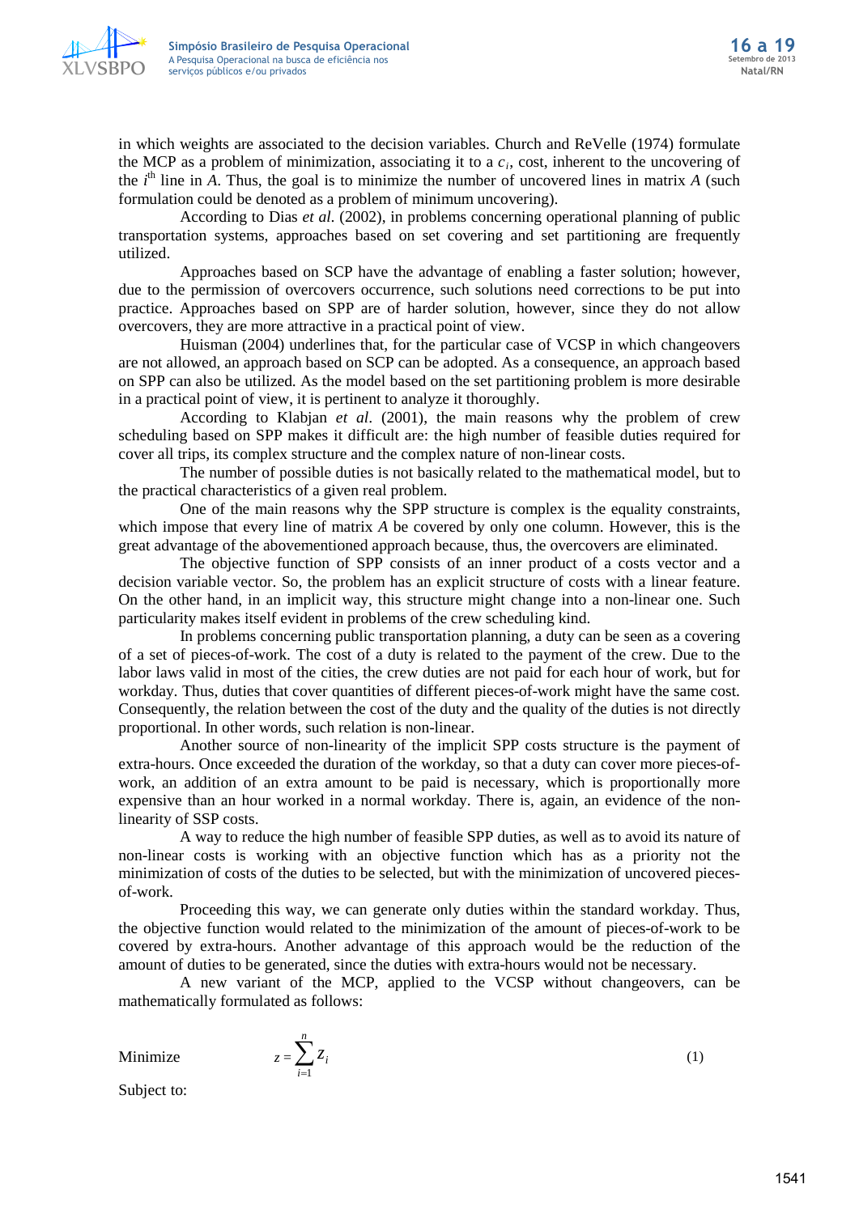in which weights are associated to the decision variables. Church and ReVelle (1974) formulate the MCP as a problem of minimization, associating it to a $c_i$, cost, inherent to the uncovering of the $i^{th}$ line in $A$. Thus, the goal is to minimize the number of uncovered lines in matrix $A$ (such formulation could be denoted as a problem of minimum uncovering).

According to Dias *et al.* (2002), in problems concerning operational planning of public transportation systems, approaches based on set covering and set partitioning are frequently utilized.

Approaches based on SCP have the advantage of enabling a faster solution; however, due to the permission of overcovers occurrence, such solutions need corrections to be put into practice. Approaches based on SPP are of harder solution, however, since they do not allow overcovers, they are more attractive in a practical point of view.

Huisman (2004) underlines that, for the particular case of VCSP in which changeovers are not allowed, an approach based on SCP can be adopted. As a consequence, an approach based on SPP can also be utilized. As the model based on the set partitioning problem is more desirable in a practical point of view, it is pertinent to analyze it thoroughly.

According to Klabjan *et al*. (2001), the main reasons why the problem of crew scheduling based on SPP makes it difficult are: the high number of feasible duties required for cover all trips, its complex structure and the complex nature of non-linear costs.

The number of possible duties is not basically related to the mathematical model, but to the practical characteristics of a given real problem.

One of the main reasons why the SPP structure is complex is the equality constraints, which impose that every line of matrix $A$ be covered by only one column. However, this is the great advantage of the abovementioned approach because, thus, the overcovers are eliminated.

The objective function of SPP consists of an inner product of a costs vector and a decision variable vector. So, the problem has an explicit structure of costs with a linear feature. On the other hand, in an implicit way, this structure might change into a non-linear one. Such particularity makes itself evident in problems of the crew scheduling kind.

In problems concerning public transportation planning, a duty can be seen as a covering of a set of pieces-of-work. The cost of a duty is related to the payment of the crew. Due to the labor laws valid in most of the cities, the crew duties are not paid for each hour of work, but for workday. Thus, duties that cover quantities of different pieces-of-work might have the same cost. Consequently, the relation between the cost of the duty and the quality of the duties is not directly proportional. In other words, such relation is non-linear.

Another source of non-linearity of the implicit SPP costs structure is the payment of extra-hours. Once exceeded the duration of the workday, so that a duty can cover more pieces-of-work, an addition of an extra amount to be paid is necessary, which is proportionally more expensive than an hour worked in a normal workday. There is, again, an evidence of the non-linearity of SSP costs.

A way to reduce the high number of feasible SPP duties, as well as to avoid its nature of non-linear costs is working with an objective function which has as a priority not the minimization of costs of the duties to be selected, but with the minimization of uncovered pieces-of-work.

Proceeding this way, we can generate only duties within the standard workday. Thus, the objective function would related to the minimization of the amount of pieces-of-work to be covered by extra-hours. Another advantage of this approach would be the reduction of the amount of duties to be generated, since the duties with extra-hours would not be necessary.

A new variant of the MCP, applied to the VCSP without changeovers, can be mathematically formulated as follows:

Minimize
$$z = \sum_{i=1}^{n} z_i \qquad (1)$$

Subject to: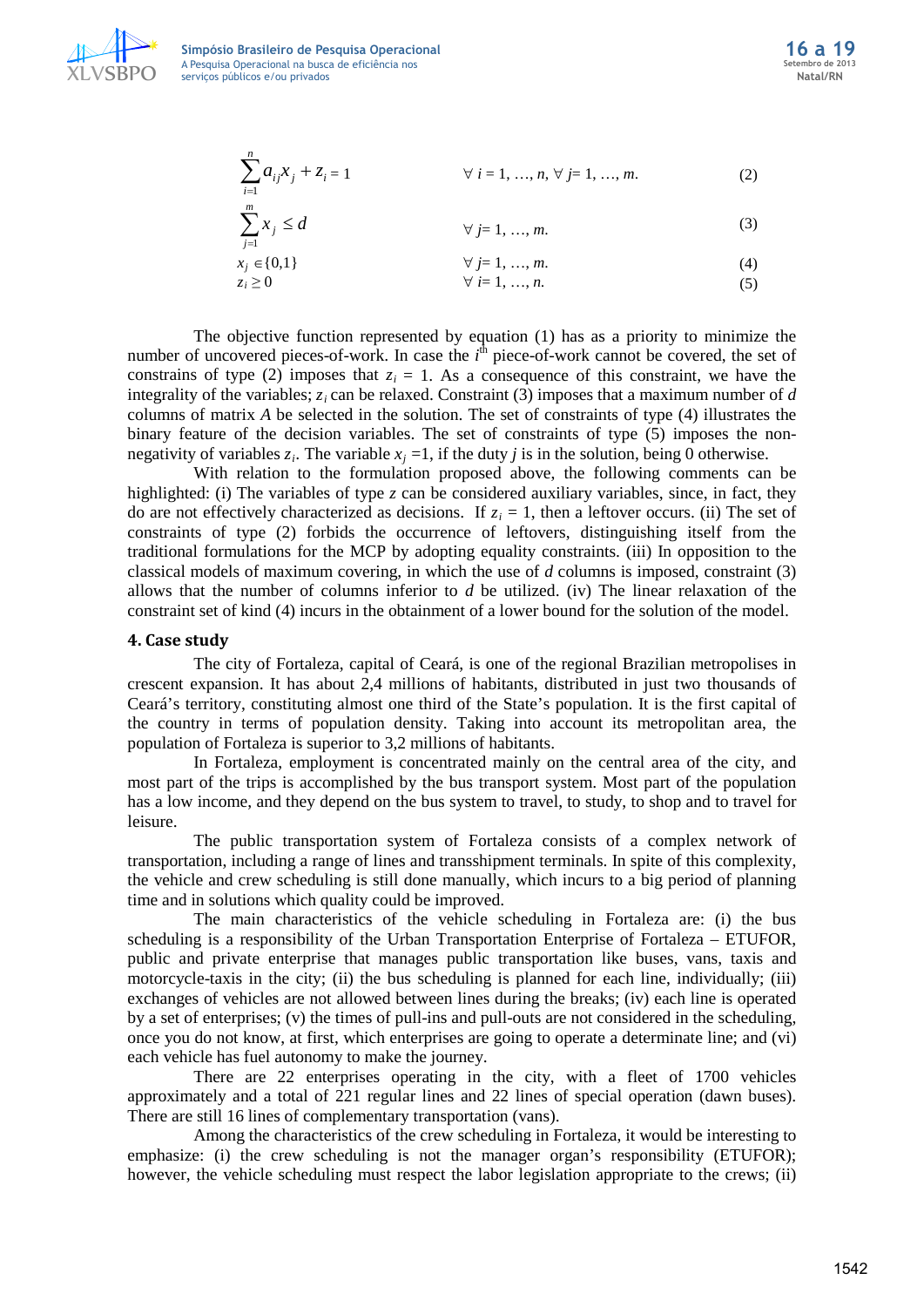$$\sum_{i=1}^{n} a_{ij} x_j + z_i = 1 \qquad \forall\ i = 1, \ldots, n, \forall\ j = 1, \ldots, m. \tag{2}$$

$$\sum_{j=1}^{m} x_j \leq d \qquad \forall\ j = 1, \ldots, m. \tag{3}$$

$$x_j \in \{0,1\} \qquad \forall\ j = 1, \ldots, m. \tag{4}$$

$$z_i \geq 0 \qquad \forall\ i = 1, \ldots, n. \tag{5}$$

The objective function represented by equation (1) has as a priority to minimize the number of uncovered pieces-of-work. In case the $i^{th}$ piece-of-work cannot be covered, the set of constrains of type (2) imposes that $z_i = 1$. As a consequence of this constraint, we have the integrality of the variables; $z_i$ can be relaxed. Constraint (3) imposes that a maximum number of $d$ columns of matrix $A$ be selected in the solution. The set of constraints of type (4) illustrates the binary feature of the decision variables. The set of constraints of type (5) imposes the non-negativity of variables $z_i$. The variable $x_j = 1$, if the duty $j$ is in the solution, being 0 otherwise.

With relation to the formulation proposed above, the following comments can be highlighted: (i) The variables of type $z$ can be considered auxiliary variables, since, in fact, they do are not effectively characterized as decisions. If $z_i = 1$, then a leftover occurs. (ii) The set of constraints of type (2) forbids the occurrence of leftovers, distinguishing itself from the traditional formulations for the MCP by adopting equality constraints. (iii) In opposition to the classical models of maximum covering, in which the use of $d$ columns is imposed, constraint (3) allows that the number of columns inferior to $d$ be utilized. (iv) The linear relaxation of the constraint set of kind (4) incurs in the obtainment of a lower bound for the solution of the model.

## 4. Case study

The city of Fortaleza, capital of Ceará, is one of the regional Brazilian metropolises in crescent expansion. It has about 2,4 millions of habitants, distributed in just two thousands of Ceará's territory, constituting almost one third of the State's population. It is the first capital of the country in terms of population density. Taking into account its metropolitan area, the population of Fortaleza is superior to 3,2 millions of habitants.

In Fortaleza, employment is concentrated mainly on the central area of the city, and most part of the trips is accomplished by the bus transport system. Most part of the population has a low income, and they depend on the bus system to travel, to study, to shop and to travel for leisure.

The public transportation system of Fortaleza consists of a complex network of transportation, including a range of lines and transshipment terminals. In spite of this complexity, the vehicle and crew scheduling is still done manually, which incurs to a big period of planning time and in solutions which quality could be improved.

The main characteristics of the vehicle scheduling in Fortaleza are: (i) the bus scheduling is a responsibility of the Urban Transportation Enterprise of Fortaleza – ETUFOR, public and private enterprise that manages public transportation like buses, vans, taxis and motorcycle-taxis in the city; (ii) the bus scheduling is planned for each line, individually; (iii) exchanges of vehicles are not allowed between lines during the breaks; (iv) each line is operated by a set of enterprises; (v) the times of pull-ins and pull-outs are not considered in the scheduling, once you do not know, at first, which enterprises are going to operate a determinate line; and (vi) each vehicle has fuel autonomy to make the journey.

There are 22 enterprises operating in the city, with a fleet of 1700 vehicles approximately and a total of 221 regular lines and 22 lines of special operation (dawn buses). There are still 16 lines of complementary transportation (vans).

Among the characteristics of the crew scheduling in Fortaleza, it would be interesting to emphasize: (i) the crew scheduling is not the manager organ's responsibility (ETUFOR); however, the vehicle scheduling must respect the labor legislation appropriate to the crews; (ii)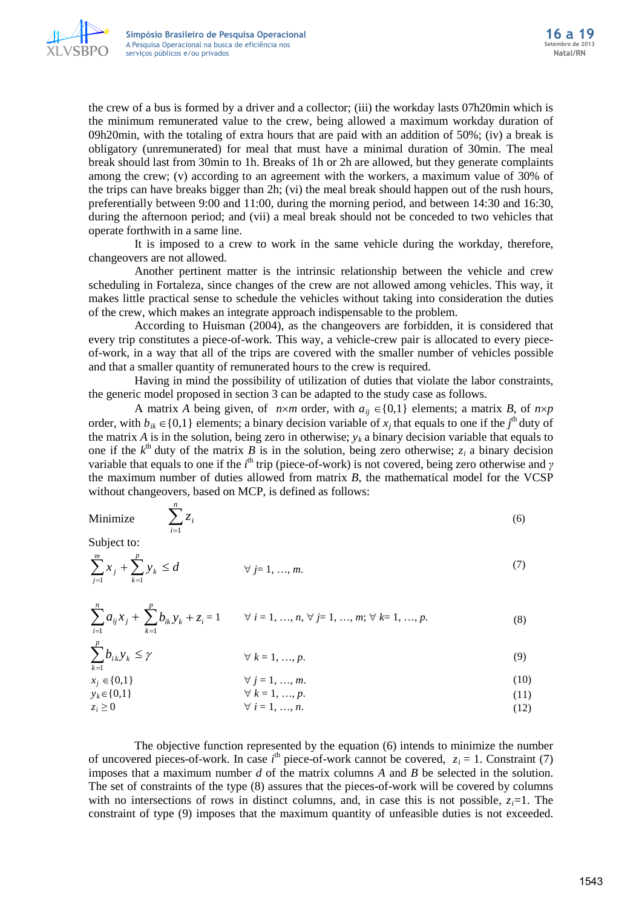the crew of a bus is formed by a driver and a collector; (iii) the workday lasts 07h20min which is the minimum remunerated value to the crew, being allowed a maximum workday duration of 09h20min, with the totaling of extra hours that are paid with an addition of 50%; (iv) a break is obligatory (unremunerated) for meal that must have a minimal duration of 30min. The meal break should last from 30min to 1h. Breaks of 1h or 2h are allowed, but they generate complaints among the crew; (v) according to an agreement with the workers, a maximum value of 30% of the trips can have breaks bigger than 2h; (vi) the meal break should happen out of the rush hours, preferentially between 9:00 and 11:00, during the morning period, and between 14:30 and 16:30, during the afternoon period; and (vii) a meal break should not be conceded to two vehicles that operate forthwith in a same line.

It is imposed to a crew to work in the same vehicle during the workday, therefore, changeovers are not allowed.

Another pertinent matter is the intrinsic relationship between the vehicle and crew scheduling in Fortaleza, since changes of the crew are not allowed among vehicles. This way, it makes little practical sense to schedule the vehicles without taking into consideration the duties of the crew, which makes an integrate approach indispensable to the problem.

According to Huisman (2004), as the changeovers are forbidden, it is considered that every trip constitutes a piece-of-work. This way, a vehicle-crew pair is allocated to every piece-of-work, in a way that all of the trips are covered with the smaller number of vehicles possible and that a smaller quantity of remunerated hours to the crew is required.

Having in mind the possibility of utilization of duties that violate the labor constraints, the generic model proposed in section 3 can be adapted to the study case as follows.

A matrix $A$ being given, of $n \times m$ order, with $a_{ij} \in \{0,1\}$ elements; a matrix $B$, of $n \times p$ order, with $b_{ik} \in \{0,1\}$ elements; a binary decision variable of $x_j$ that equals to one if the $j^{\text{th}}$ duty of the matrix $A$ is in the solution, being zero in otherwise; $y_k$ a binary decision variable that equals to one if the $k^{\text{th}}$ duty of the matrix $B$ is in the solution, being zero otherwise; $z_i$ a binary decision variable that equals to one if the $i^{\text{th}}$ trip (piece-of-work) is not covered, being zero otherwise and $\gamma$ the maximum number of duties allowed from matrix $B$, the mathematical model for the VCSP without changeovers, based on MCP, is defined as follows:

$$\text{Minimize} \quad \sum_{i=1}^{n} z_i \tag{6}$$

Subject to:

$$\sum_{j=1}^{m} x_j + \sum_{k=1}^{p} y_k \leq d \qquad \forall\ j = 1, \ldots, m. \tag{7}$$

$$\sum_{i=1}^{n} a_{ij} x_j + \sum_{k=1}^{p} b_{ik} y_k + z_i = 1 \qquad \forall\ i = 1, \ldots, n,\ \forall\ j = 1, \ldots, m;\ \forall\ k = 1, \ldots, p. \tag{8}$$

$$\sum_{k=1}^{p} b_{ik} y_k \leq \gamma \qquad \forall\ k = 1, \ldots, p. \tag{9}$$

$$x_j \in \{0,1\} \qquad \forall\ j = 1, \ldots, m. \tag{10}$$

$$y_k \in \{0,1\} \qquad \forall\ k = 1, \ldots, p. \tag{11}$$

$$z_i \geq 0 \qquad \forall\ i = 1, \ldots, n. \tag{12}$$

The objective function represented by the equation (6) intends to minimize the number of uncovered pieces-of-work. In case $i^{\text{th}}$ piece-of-work cannot be covered, $z_i = 1$. Constraint (7) imposes that a maximum number $d$ of the matrix columns $A$ and $B$ be selected in the solution. The set of constraints of the type (8) assures that the pieces-of-work will be covered by columns with no intersections of rows in distinct columns, and, in case this is not possible, $z_i$=1. The constraint of type (9) imposes that the maximum quantity of unfeasible duties is not exceeded.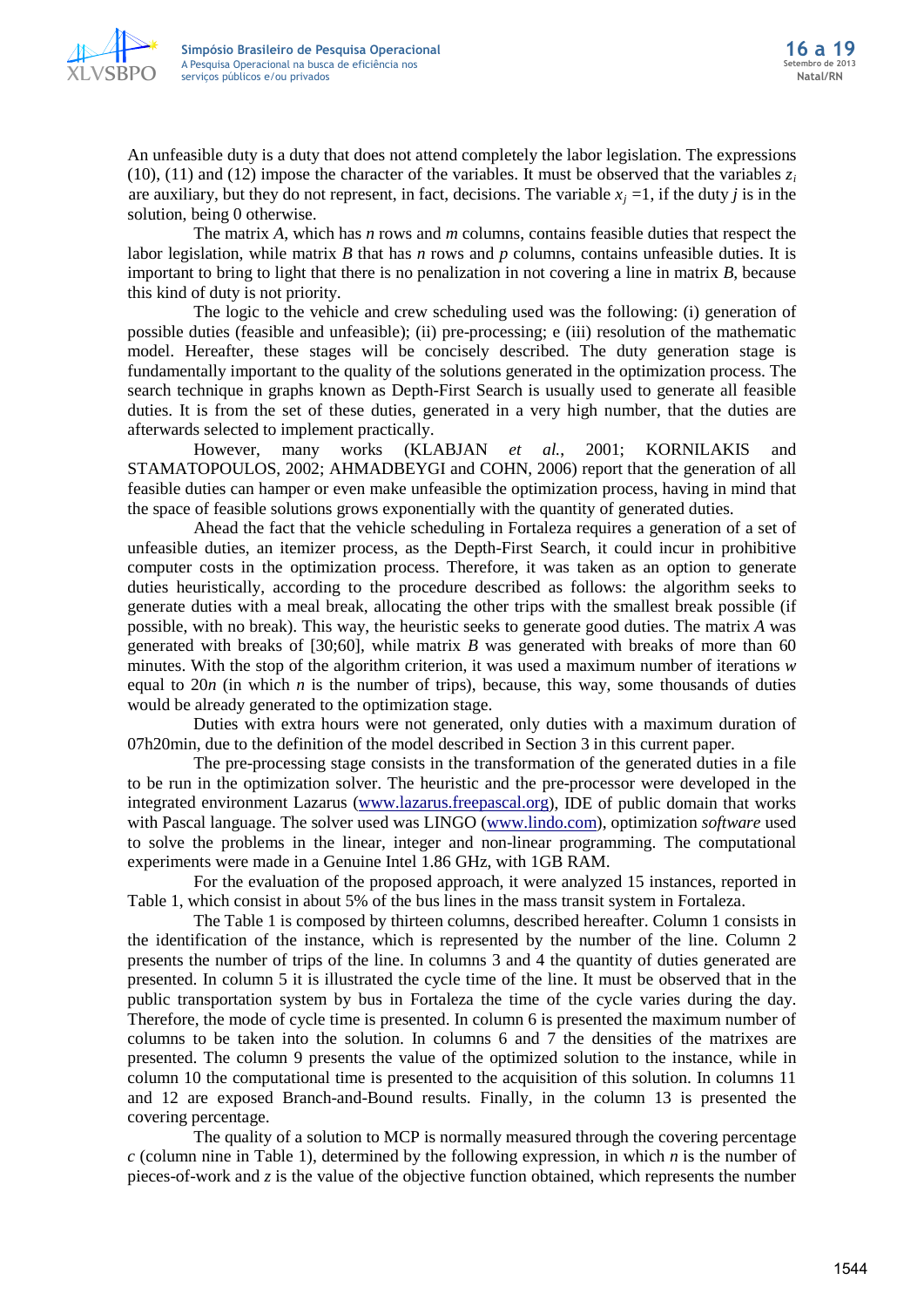An unfeasible duty is a duty that does not attend completely the labor legislation. The expressions (10), (11) and (12) impose the character of the variables. It must be observed that the variables $z_i$ are auxiliary, but they do not represent, in fact, decisions. The variable $x_j = 1$, if the duty $j$ is in the solution, being 0 otherwise.

The matrix $A$, which has $n$ rows and $m$ columns, contains feasible duties that respect the labor legislation, while matrix $B$ that has $n$ rows and $p$ columns, contains unfeasible duties. It is important to bring to light that there is no penalization in not covering a line in matrix $B$, because this kind of duty is not priority.

The logic to the vehicle and crew scheduling used was the following: (i) generation of possible duties (feasible and unfeasible); (ii) pre-processing; e (iii) resolution of the mathematic model. Hereafter, these stages will be concisely described. The duty generation stage is fundamentally important to the quality of the solutions generated in the optimization process. The search technique in graphs known as Depth-First Search is usually used to generate all feasible duties. It is from the set of these duties, generated in a very high number, that the duties are afterwards selected to implement practically.

However, many works (KLABJAN *et al.*, 2001; KORNILAKIS and STAMATOPOULOS, 2002; AHMADBEYGI and COHN, 2006) report that the generation of all feasible duties can hamper or even make unfeasible the optimization process, having in mind that the space of feasible solutions grows exponentially with the quantity of generated duties.

Ahead the fact that the vehicle scheduling in Fortaleza requires a generation of a set of unfeasible duties, an itemizer process, as the Depth-First Search, it could incur in prohibitive computer costs in the optimization process. Therefore, it was taken as an option to generate duties heuristically, according to the procedure described as follows: the algorithm seeks to generate duties with a meal break, allocating the other trips with the smallest break possible (if possible, with no break). This way, the heuristic seeks to generate good duties. The matrix $A$ was generated with breaks of [30;60], while matrix $B$ was generated with breaks of more than 60 minutes. With the stop of the algorithm criterion, it was used a maximum number of iterations $w$ equal to $20n$ (in which $n$ is the number of trips), because, this way, some thousands of duties would be already generated to the optimization stage.

Duties with extra hours were not generated, only duties with a maximum duration of 07h20min, due to the definition of the model described in Section 3 in this current paper.

The pre-processing stage consists in the transformation of the generated duties in a file to be run in the optimization solver. The heuristic and the pre-processor were developed in the integrated environment Lazarus (www.lazarus.freepascal.org), IDE of public domain that works with Pascal language. The solver used was LINGO (www.lindo.com), optimization *software* used to solve the problems in the linear, integer and non-linear programming. The computational experiments were made in a Genuine Intel 1.86 GHz, with 1GB RAM.

For the evaluation of the proposed approach, it were analyzed 15 instances, reported in Table 1, which consist in about 5% of the bus lines in the mass transit system in Fortaleza.

The Table 1 is composed by thirteen columns, described hereafter. Column 1 consists in the identification of the instance, which is represented by the number of the line. Column 2 presents the number of trips of the line. In columns 3 and 4 the quantity of duties generated are presented. In column 5 it is illustrated the cycle time of the line. It must be observed that in the public transportation system by bus in Fortaleza the time of the cycle varies during the day. Therefore, the mode of cycle time is presented. In column 6 is presented the maximum number of columns to be taken into the solution. In columns 6 and 7 the densities of the matrixes are presented. The column 9 presents the value of the optimized solution to the instance, while in column 10 the computational time is presented to the acquisition of this solution. In columns 11 and 12 are exposed Branch-and-Bound results. Finally, in the column 13 is presented the covering percentage.

The quality of a solution to MCP is normally measured through the covering percentage $c$ (column nine in Table 1), determined by the following expression, in which $n$ is the number of pieces-of-work and $z$ is the value of the objective function obtained, which represents the number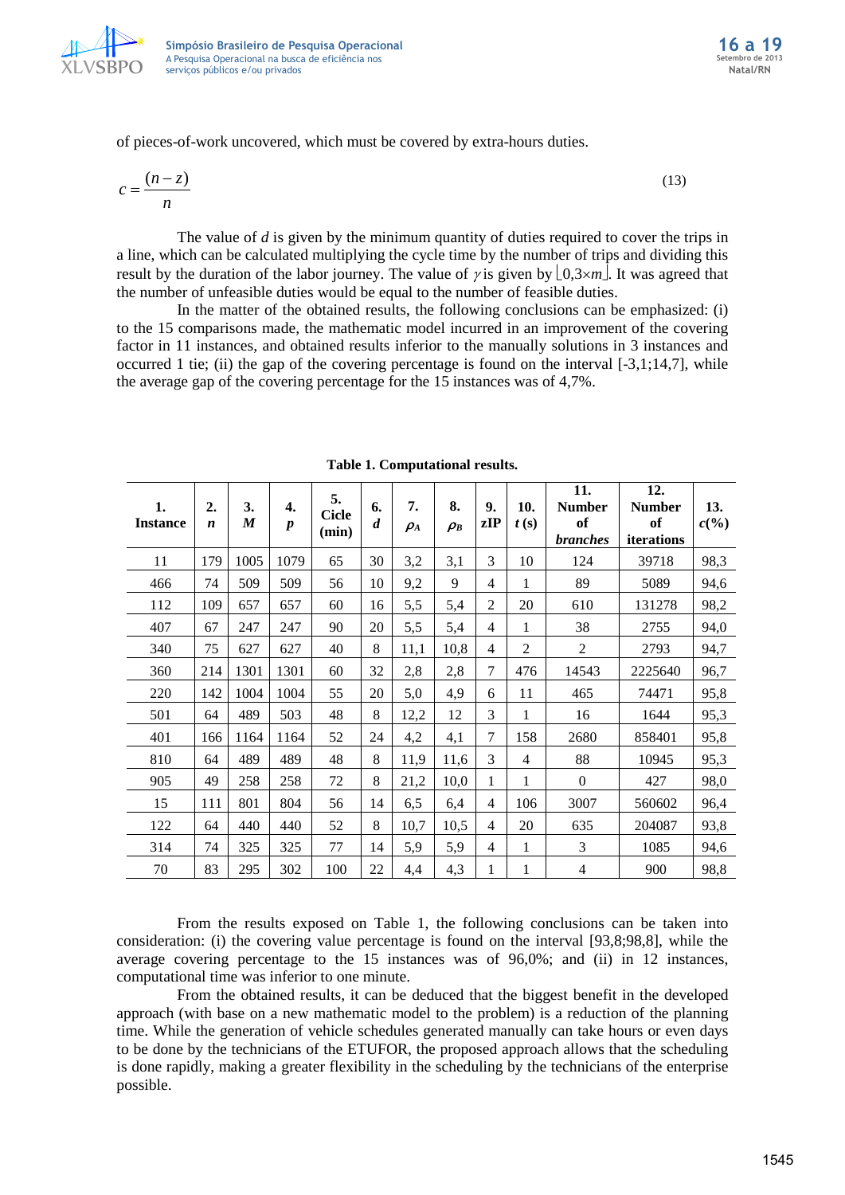of pieces-of-work uncovered, which must be covered by extra-hours duties.

$$c = \frac{(n - z)}{n} \tag{13}$$

The value of $d$ is given by the minimum quantity of duties required to cover the trips in a line, which can be calculated multiplying the cycle time by the number of trips and dividing this result by the duration of the labor journey. The value of $\gamma$ is given by $\lfloor 0{,}3 \times m \rfloor$. It was agreed that the number of unfeasible duties would be equal to the number of feasible duties.

In the matter of the obtained results, the following conclusions can be emphasized: (i) to the 15 comparisons made, the mathematic model incurred in an improvement of the covering factor in 11 instances, and obtained results inferior to the manually solutions in 3 instances and occurred 1 tie; (ii) the gap of the covering percentage is found on the interval [-3,1;14,7], while the average gap of the covering percentage for the 15 instances was of 4,7%.

**Table 1. Computational results.**

| 1. Instance | 2. $n$ | 3. $M$ | 4. $p$ | 5. Cicle (min) | 6. $d$ | 7. $\rho_A$ | 8. $\rho_B$ | 9. zIP | 10. $t$ (s) | 11. Number of *branches* | 12. Number of iterations | 13. $c$(%) |
|---|---|---|---|---|---|---|---|---|---|---|---|---|
| 11 | 179 | 1005 | 1079 | 65 | 30 | 3,2 | 3,1 | 3 | 10 | 124 | 39718 | 98,3 |
| 466 | 74 | 509 | 509 | 56 | 10 | 9,2 | 9 | 4 | 1 | 89 | 5089 | 94,6 |
| 112 | 109 | 657 | 657 | 60 | 16 | 5,5 | 5,4 | 2 | 20 | 610 | 131278 | 98,2 |
| 407 | 67 | 247 | 247 | 90 | 20 | 5,5 | 5,4 | 4 | 1 | 38 | 2755 | 94,0 |
| 340 | 75 | 627 | 627 | 40 | 8 | 11,1 | 10,8 | 4 | 2 | 2 | 2793 | 94,7 |
| 360 | 214 | 1301 | 1301 | 60 | 32 | 2,8 | 2,8 | 7 | 476 | 14543 | 2225640 | 96,7 |
| 220 | 142 | 1004 | 1004 | 55 | 20 | 5,0 | 4,9 | 6 | 11 | 465 | 74471 | 95,8 |
| 501 | 64 | 489 | 503 | 48 | 8 | 12,2 | 12 | 3 | 1 | 16 | 1644 | 95,3 |
| 401 | 166 | 1164 | 1164 | 52 | 24 | 4,2 | 4,1 | 7 | 158 | 2680 | 858401 | 95,8 |
| 810 | 64 | 489 | 489 | 48 | 8 | 11,9 | 11,6 | 3 | 4 | 88 | 10945 | 95,3 |
| 905 | 49 | 258 | 258 | 72 | 8 | 21,2 | 10,0 | 1 | 1 | 0 | 427 | 98,0 |
| 15 | 111 | 801 | 804 | 56 | 14 | 6,5 | 6,4 | 4 | 106 | 3007 | 560602 | 96,4 |
| 122 | 64 | 440 | 440 | 52 | 8 | 10,7 | 10,5 | 4 | 20 | 635 | 204087 | 93,8 |
| 314 | 74 | 325 | 325 | 77 | 14 | 5,9 | 5,9 | 4 | 1 | 3 | 1085 | 94,6 |
| 70 | 83 | 295 | 302 | 100 | 22 | 4,4 | 4,3 | 1 | 1 | 4 | 900 | 98,8 |

From the results exposed on Table 1, the following conclusions can be taken into consideration: (i) the covering value percentage is found on the interval [93,8;98,8], while the average covering percentage to the 15 instances was of 96,0%; and (ii) in 12 instances, computational time was inferior to one minute.

From the obtained results, it can be deduced that the biggest benefit in the developed approach (with base on a new mathematic model to the problem) is a reduction of the planning time. While the generation of vehicle schedules generated manually can take hours or even days to be done by the technicians of the ETUFOR, the proposed approach allows that the scheduling is done rapidly, making a greater flexibility in the scheduling by the technicians of the enterprise possible.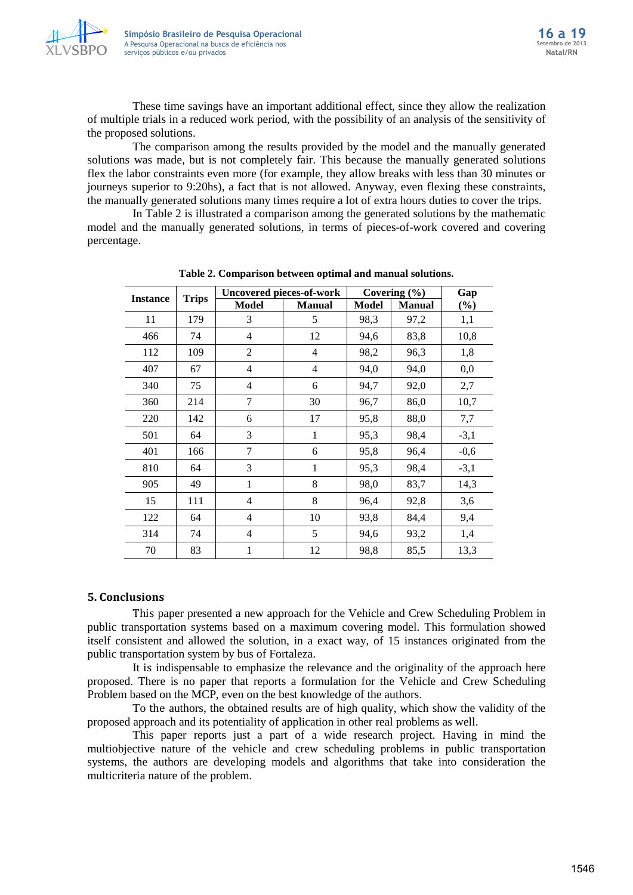These time savings have an important additional effect, since they allow the realization of multiple trials in a reduced work period, with the possibility of an analysis of the sensitivity of the proposed solutions.

The comparison among the results provided by the model and the manually generated solutions was made, but is not completely fair. This because the manually generated solutions flex the labor constraints even more (for example, they allow breaks with less than 30 minutes or journeys superior to 9:20hs), a fact that is not allowed. Anyway, even flexing these constraints, the manually generated solutions many times require a lot of extra hours duties to cover the trips.

In Table 2 is illustrated a comparison among the generated solutions by the mathematic model and the manually generated solutions, in terms of pieces-of-work covered and covering percentage.

**Table 2. Comparison between optimal and manual solutions.**

| Instance | Trips | Uncovered pieces-of-work | | Covering (%) | | Gap |
|---|---|---|---|---|---|---|
| | | Model | Manual | Model | Manual | (%) |
| 11 | 179 | 3 | 5 | 98,3 | 97,2 | 1,1 |
| 466 | 74 | 4 | 12 | 94,6 | 83,8 | 10,8 |
| 112 | 109 | 2 | 4 | 98,2 | 96,3 | 1,8 |
| 407 | 67 | 4 | 4 | 94,0 | 94,0 | 0,0 |
| 340 | 75 | 4 | 6 | 94,7 | 92,0 | 2,7 |
| 360 | 214 | 7 | 30 | 96,7 | 86,0 | 10,7 |
| 220 | 142 | 6 | 17 | 95,8 | 88,0 | 7,7 |
| 501 | 64 | 3 | 1 | 95,3 | 98,4 | -3,1 |
| 401 | 166 | 7 | 6 | 95,8 | 96,4 | -0,6 |
| 810 | 64 | 3 | 1 | 95,3 | 98,4 | -3,1 |
| 905 | 49 | 1 | 8 | 98,0 | 83,7 | 14,3 |
| 15 | 111 | 4 | 8 | 96,4 | 92,8 | 3,6 |
| 122 | 64 | 4 | 10 | 93,8 | 84,4 | 9,4 |
| 314 | 74 | 4 | 5 | 94,6 | 93,2 | 1,4 |
| 70 | 83 | 1 | 12 | 98,8 | 85,5 | 13,3 |

## 5. Conclusions

This paper presented a new approach for the Vehicle and Crew Scheduling Problem in public transportation systems based on a maximum covering model. This formulation showed itself consistent and allowed the solution, in a exact way, of 15 instances originated from the public transportation system by bus of Fortaleza.

It is indispensable to emphasize the relevance and the originality of the approach here proposed. There is no paper that reports a formulation for the Vehicle and Crew Scheduling Problem based on the MCP, even on the best knowledge of the authors.

To the authors, the obtained results are of high quality, which show the validity of the proposed approach and its potentiality of application in other real problems as well.

This paper reports just a part of a wide research project. Having in mind the multiobjective nature of the vehicle and crew scheduling problems in public transportation systems, the authors are developing models and algorithms that take into consideration the multicriteria nature of the problem.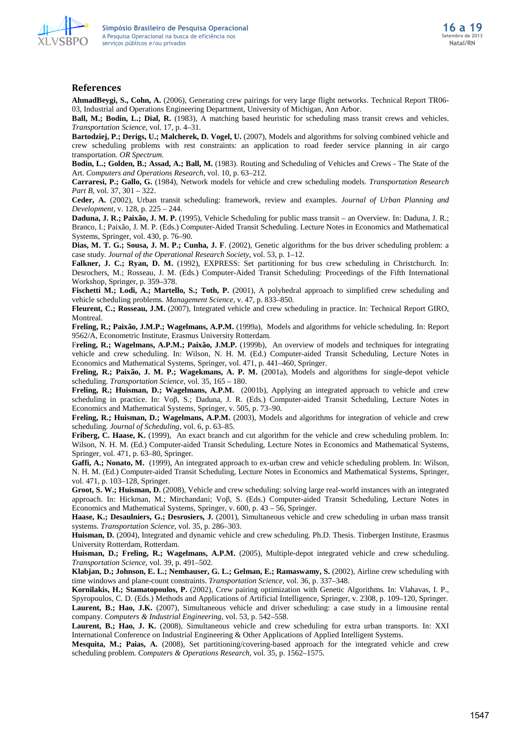## References

**AhmadBeygi, S., Cohn, A.** (2006), Generating crew pairings for very large flight networks. Technical Report TR06-03, Industrial and Operations Engineering Department, University of Michigan, Ann Arbor.

**Ball, M.; Bodin, L.; Dial, R.** (1983), A matching based heuristic for scheduling mass transit crews and vehicles. *Transportation Science*, vol. 17, p. 4–31.

**Bartodziej, P.; Derigs, U.; Malcherek, D. Vogel, U.** (2007), Models and algorithms for solving combined vehicle and crew scheduling problems with rest constraints: an application to road feeder service planning in air cargo transportation. *OR Spectrum*.

**Bodin, L.; Golden, B.; Assad, A.; Ball, M.** (1983). Routing and Scheduling of Vehicles and Crews - The State of the Art. *Computers and Operations Research*, vol. 10, p. 63–212.

**Carraresi, P.; Gallo, G.** (1984), Network models for vehicle and crew scheduling models. *Transportation Research Part B*, vol. 37, 301 – 322.

**Ceder, A.** (2002), Urban transit scheduling: framework, review and examples. *Journal of Urban Planning and Development*, v. 128, p. 225 – 244.

**Daduna, J. R.; Paixão, J. M. P.** (1995), Vehicle Scheduling for public mass transit – an Overview. In: Daduna, J. R.; Branco, I.; Paixão, J. M. P. (Eds.) Computer-Aided Transit Scheduling. Lecture Notes in Economics and Mathematical Systems, Springer, vol. 430, p. 76–90.

**Dias, M. T. G.; Sousa, J. M. P.; Cunha, J. F**. (2002), Genetic algorithms for the bus driver scheduling problem: a case study. *Journal of the Operational Research Society*, vol. 53, p. 1–12.

**Falkner, J. C.; Ryan, D. M.** (1992), EXPRESS: Set partitioning for bus crew scheduling in Christchurch. In: Desrochers, M.; Rosseau, J. M. (Eds.) Computer-Aided Transit Scheduling: Proceedings of the Fifth International Workshop, Springer, p. 359–378.

**Fischetti M.; Lodi, A.; Martello, S.; Toth, P.** (2001), A polyhedral approach to simplified crew scheduling and vehicle scheduling problems. *Management Science*, v. 47, p. 833–850.

**Fleurent, C.; Rosseau, J.M.** (2007), Integrated vehicle and crew scheduling in practice. In: Technical Report GIRO, Montreal.

**Freling, R.; Paixão, J.M.P.; Wagelmans, A.P.M.** (1999a), Models and algorithms for vehicle scheduling. In: Report 9562/A, Econometric Institute, Erasmus University Rotterdam.

F**reling, R.; Wagelmans, A.P.M.; Paixão, J.M.P.** (1999b), An overview of models and techniques for integrating vehicle and crew scheduling. In: Wilson, N. H. M. (Ed.) Computer-aided Transit Scheduling, Lecture Notes in Economics and Mathematical Systems, Springer, vol. 471, p. 441–460, Springer.

**Freling, R.; Paixão, J. M. P.; Wagekmans, A. P. M.** (2001a), Models and algorithms for single-depot vehicle scheduling. *Transportation Science*, vol. 35, 165 – 180.

**Freling, R.; Huisman, D.; Wagelmans, A.P.M.** (2001b), Applying an integrated approach to vehicle and crew scheduling in practice. In: Voβ, S.; Daduna, J. R. (Eds.) Computer-aided Transit Scheduling, Lecture Notes in Economics and Mathematical Systems, Springer, v. 505, p. 73–90.

**Freling, R.; Huisman, D.; Wagelmans, A.P.M.** (2003), Models and algorithms for integration of vehicle and crew scheduling. *Journal of Scheduling*, vol. 6, p. 63–85.

**Friberg, C. Haase, K.** (1999), An exact branch and cut algorithm for the vehicle and crew scheduling problem. In: Wilson, N. H. M. (Ed.) Computer-aided Transit Scheduling, Lecture Notes in Economics and Mathematical Systems, Springer, vol. 471, p. 63–80, Springer.

**Gaffi, A.; Nonato, M.** (1999), An integrated approach to ex-urban crew and vehicle scheduling problem. In: Wilson, N. H. M. (Ed.) Computer-aided Transit Scheduling, Lecture Notes in Economics and Mathematical Systems, Springer, vol. 471, p. 103–128, Springer.

**Groot, S. W.; Huisman, D.** (2008), Vehicle and crew scheduling: solving large real-world instances with an integrated approach. In: Hickman, M.; Mirchandani; Voβ, S. (Eds.) Computer-aided Transit Scheduling, Lecture Notes in Economics and Mathematical Systems, Springer, v. 600, p. 43 – 56, Springer.

**Haase, K.; Desaulniers, G.; Desrosiers, J.** (2001), Simultaneous vehicle and crew scheduling in urban mass transit systems. *Transportation Science*, vol. 35, p. 286–303.

**Huisman, D.** (2004), Integrated and dynamic vehicle and crew scheduling. Ph.D. Thesis. Tinbergen Institute, Erasmus University Rotterdam, Rotterdam.

**Huisman, D.; Freling, R.; Wagelmans, A.P.M.** (2005), Multiple-depot integrated vehicle and crew scheduling. *Transportation Science*, vol. 39, p. 491–502.

**Klabjan, D.; Johnson, E. L.; Nemhauser, G. L.; Gelman, E.; Ramaswamy, S.** (2002), Airline crew scheduling with time windows and plane-count constraints. *Transportation Science*, vol. 36, p. 337–348.

**Kornilakis, H.; Stamatopoulos, P.** (2002), Crew pairing optimization with Genetic Algorithms. In: Vlahavas, I. P., Spyropoulos, C. D. (Eds.) Methods and Applications of Artificial Intelligence, Springer, v. 2308, p. 109–120, Springer.

**Laurent, B.; Hao, J.K.** (2007), Simultaneous vehicle and driver scheduling: a case study in a limousine rental company. *Computers & Industrial Engineering*, vol. 53, p. 542–558.

**Laurent, B.; Hao, J. K.** (2008), Simultaneous vehicle and crew scheduling for extra urban transports. In: XXI International Conference on Industrial Engineering & Other Applications of Applied Intelligent Systems.

**Mesquita, M.; Paias, A.** (2008), Set partitioning/covering-based approach for the integrated vehicle and crew scheduling problem. *Computers & Operations Research*, vol. 35, p. 1562–1575.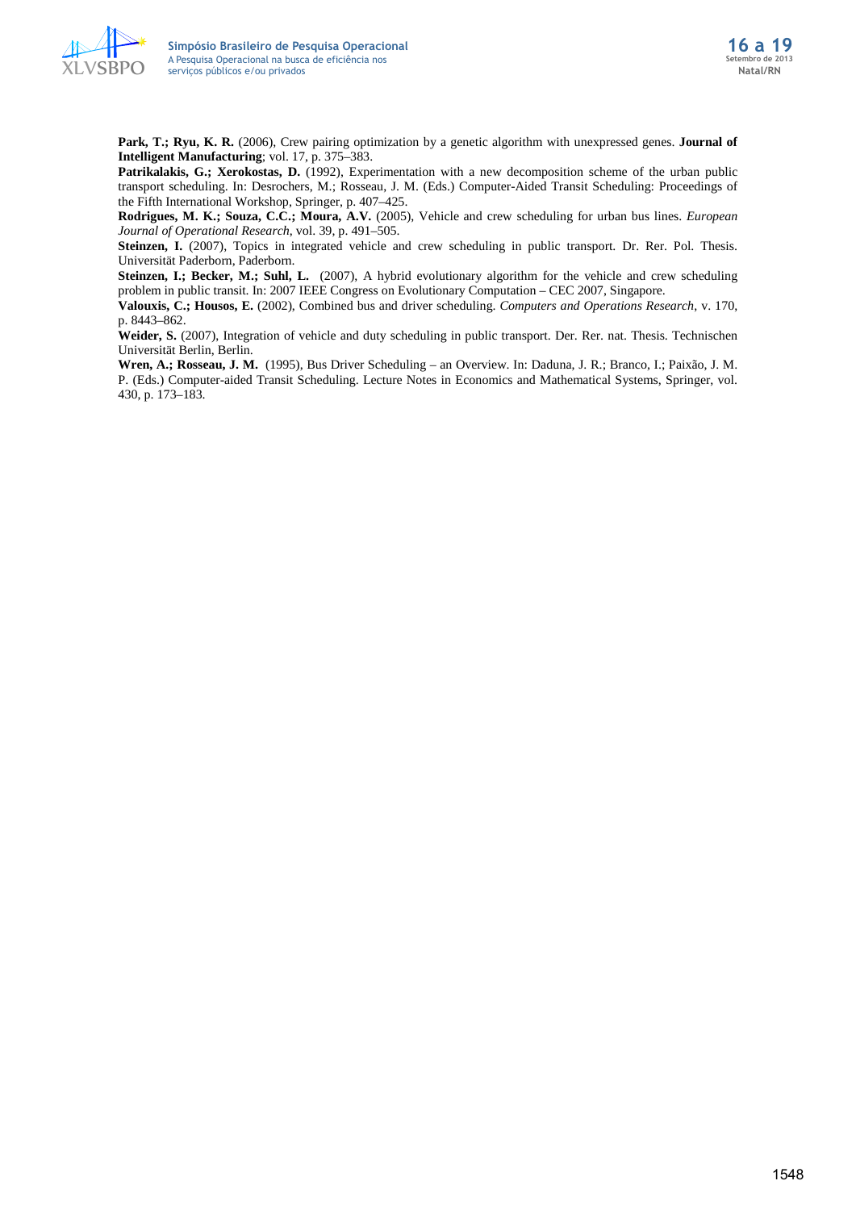**Park, T.; Ryu, K. R.** (2006), Crew pairing optimization by a genetic algorithm with unexpressed genes. **Journal of Intelligent Manufacturing**; vol. 17, p. 375–383.

**Patrikalakis, G.; Xerokostas, D.** (1992), Experimentation with a new decomposition scheme of the urban public transport scheduling. In: Desrochers, M.; Rosseau, J. M. (Eds.) Computer-Aided Transit Scheduling: Proceedings of the Fifth International Workshop, Springer, p. 407–425.

**Rodrigues, M. K.; Souza, C.C.; Moura, A.V.** (2005), Vehicle and crew scheduling for urban bus lines. *European Journal of Operational Research*, vol. 39, p. 491–505.

**Steinzen, I.** (2007), Topics in integrated vehicle and crew scheduling in public transport. Dr. Rer. Pol. Thesis. Universität Paderborn, Paderborn.

**Steinzen, I.; Becker, M.; Suhl, L.** (2007), A hybrid evolutionary algorithm for the vehicle and crew scheduling problem in public transit. In: 2007 IEEE Congress on Evolutionary Computation – CEC 2007, Singapore.

**Valouxis, C.; Housos, E.** (2002), Combined bus and driver scheduling. *Computers and Operations Research*, v. 170, p. 8443–862.

**Weider, S.** (2007), Integration of vehicle and duty scheduling in public transport. Der. Rer. nat. Thesis. Technischen Universität Berlin, Berlin.

**Wren, A.; Rosseau, J. M.** (1995), Bus Driver Scheduling – an Overview. In: Daduna, J. R.; Branco, I.; Paixão, J. M. P. (Eds.) Computer-aided Transit Scheduling. Lecture Notes in Economics and Mathematical Systems, Springer, vol. 430, p. 173–183.